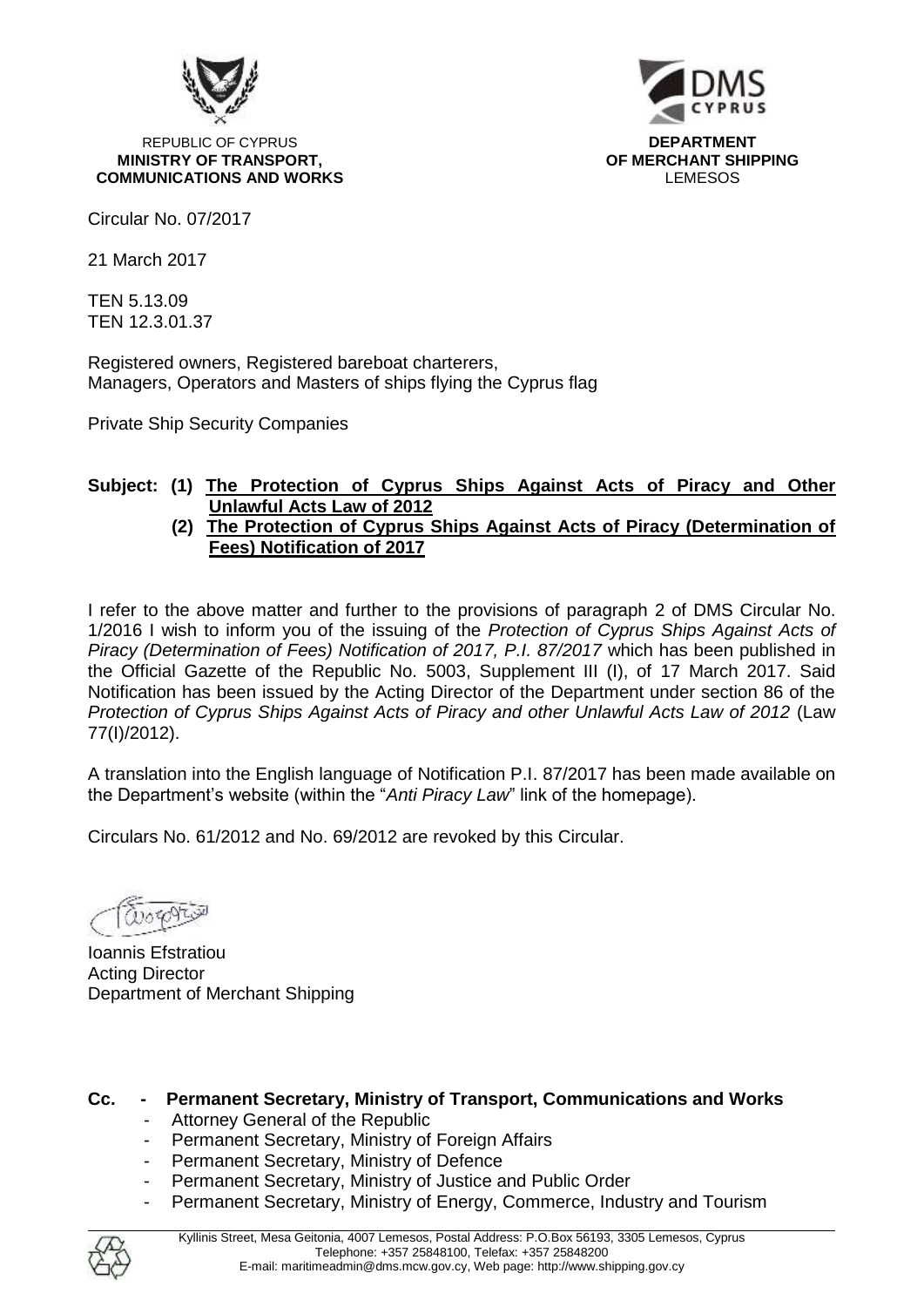REPUBLIC OF CYPRUS
**MINISTRY OF TRANSPORT, COMMUNICATIONS AND WORKS**

**DEPARTMENT OF MERCHANT SHIPPING**
LEMESOS

Circular No. 07/2017

21 March 2017

TEN 5.13.09
TEN 12.3.01.37

Registered owners, Registered bareboat charterers,
Managers, Operators and Masters of ships flying the Cyprus flag

Private Ship Security Companies

**Subject: (1) The Protection of Cyprus Ships Against Acts of Piracy and Other Unlawful Acts Law of 2012**
**(2) The Protection of Cyprus Ships Against Acts of Piracy (Determination of Fees) Notification of 2017**

I refer to the above matter and further to the provisions of paragraph 2 of DMS Circular No. 1/2016 I wish to inform you of the issuing of the *Protection of Cyprus Ships Against Acts of Piracy (Determination of Fees) Notification of 2017, P.I. 87/2017* which has been published in the Official Gazette of the Republic No. 5003, Supplement III (I), of 17 March 2017. Said Notification has been issued by the Acting Director of the Department under section 86 of the *Protection of Cyprus Ships Against Acts of Piracy and other Unlawful Acts Law of 2012* (Law 77(I)/2012).

A translation into the English language of Notification P.I. 87/2017 has been made available on the Department's website (within the "*Anti Piracy Law*" link of the homepage).

Circulars No. 61/2012 and No. 69/2012 are revoked by this Circular.

Ioannis Efstratiou
Acting Director
Department of Merchant Shipping

**Cc. - Permanent Secretary, Ministry of Transport, Communications and Works**
- Attorney General of the Republic
- Permanent Secretary, Ministry of Foreign Affairs
- Permanent Secretary, Ministry of Defence
- Permanent Secretary, Ministry of Justice and Public Order
- Permanent Secretary, Ministry of Energy, Commerce, Industry and Tourism

Kyllinis Street, Mesa Geitonia, 4007 Lemesos, Postal Address: P.O.Box 56193, 3305 Lemesos, Cyprus
Telephone: +357 25848100, Telefax: +357 25848200
E-mail: maritimeadmin@dms.mcw.gov.cy, Web page: http://www.shipping.gov.cy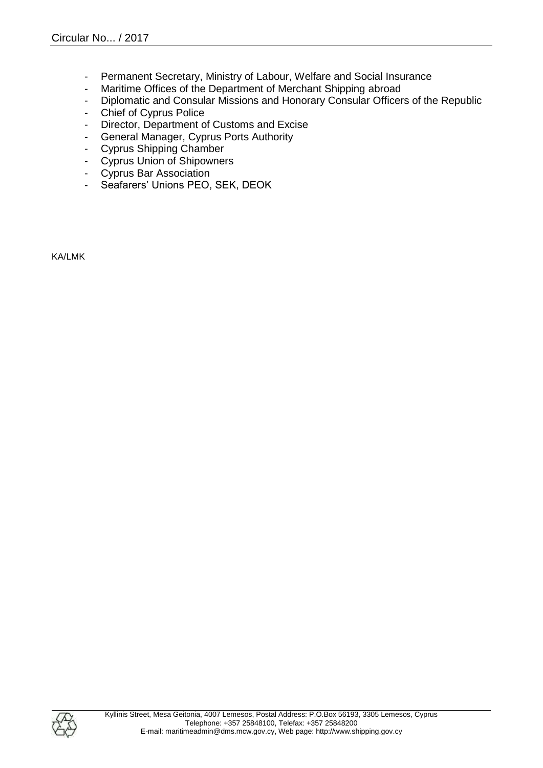- Permanent Secretary, Ministry of Labour, Welfare and Social Insurance
- Maritime Offices of the Department of Merchant Shipping abroad
- Diplomatic and Consular Missions and Honorary Consular Officers of the Republic
- Chief of Cyprus Police
- Director, Department of Customs and Excise
- General Manager, Cyprus Ports Authority
- Cyprus Shipping Chamber
- Cyprus Union of Shipowners
- Cyprus Bar Association
- Seafarers' Unions PEO, SEK, DEOK

KA/LMK